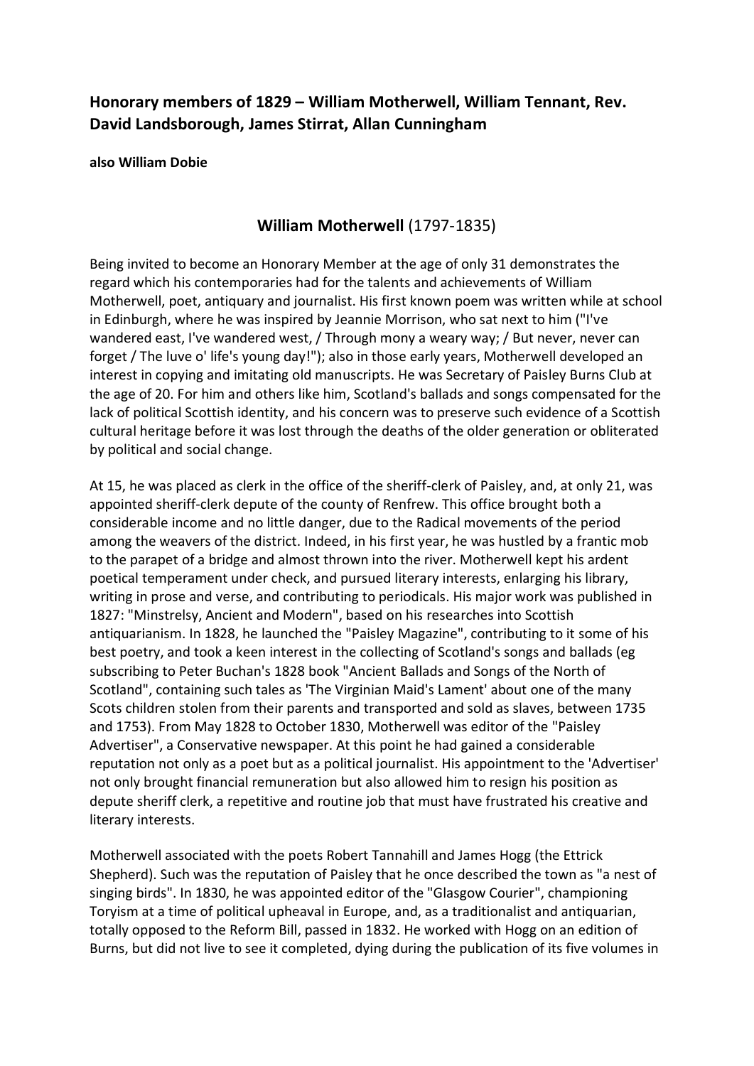**Honorary members of 1829 – William Motherwell, William Tennant, Rev. David Landsborough, James Stirrat, Allan Cunningham**

**also William Dobie**

## **William Motherwell** (1797-1835)

Being invited to become an Honorary Member at the age of only 31 demonstrates the regard which his contemporaries had for the talents and achievements of William Motherwell, poet, antiquary and journalist. His first known poem was written while at school in Edinburgh, where he was inspired by Jeannie Morrison, who sat next to him ("I've wandered east, I've wandered west, / Through mony a weary way; / But never, never can forget / The luve o' life's young day!"); also in those early years, Motherwell developed an interest in copying and imitating old manuscripts. He was Secretary of Paisley Burns Club at the age of 20. For him and others like him, Scotland's ballads and songs compensated for the lack of political Scottish identity, and his concern was to preserve such evidence of a Scottish cultural heritage before it was lost through the deaths of the older generation or obliterated by political and social change.

At 15, he was placed as clerk in the office of the sheriff-clerk of Paisley, and, at only 21, was appointed sheriff-clerk depute of the county of Renfrew. This office brought both a considerable income and no little danger, due to the Radical movements of the period among the weavers of the district. Indeed, in his first year, he was hustled by a frantic mob to the parapet of a bridge and almost thrown into the river. Motherwell kept his ardent poetical temperament under check, and pursued literary interests, enlarging his library, writing in prose and verse, and contributing to periodicals. His major work was published in 1827: "Minstrelsy, Ancient and Modern", based on his researches into Scottish antiquarianism. In 1828, he launched the "Paisley Magazine", contributing to it some of his best poetry, and took a keen interest in the collecting of Scotland's songs and ballads (eg subscribing to Peter Buchan's 1828 book "Ancient Ballads and Songs of the North of Scotland", containing such tales as 'The Virginian Maid's Lament' about one of the many Scots children stolen from their parents and transported and sold as slaves, between 1735 and 1753). From May 1828 to October 1830, Motherwell was editor of the "Paisley Advertiser", a Conservative newspaper. At this point he had gained a considerable reputation not only as a poet but as a political journalist. His appointment to the 'Advertiser' not only brought financial remuneration but also allowed him to resign his position as depute sheriff clerk, a repetitive and routine job that must have frustrated his creative and literary interests.

Motherwell associated with the poets Robert Tannahill and James Hogg (the Ettrick Shepherd). Such was the reputation of Paisley that he once described the town as "a nest of singing birds". In 1830, he was appointed editor of the "Glasgow Courier", championing Toryism at a time of political upheaval in Europe, and, as a traditionalist and antiquarian, totally opposed to the Reform Bill, passed in 1832. He worked with Hogg on an edition of Burns, but did not live to see it completed, dying during the publication of its five volumes in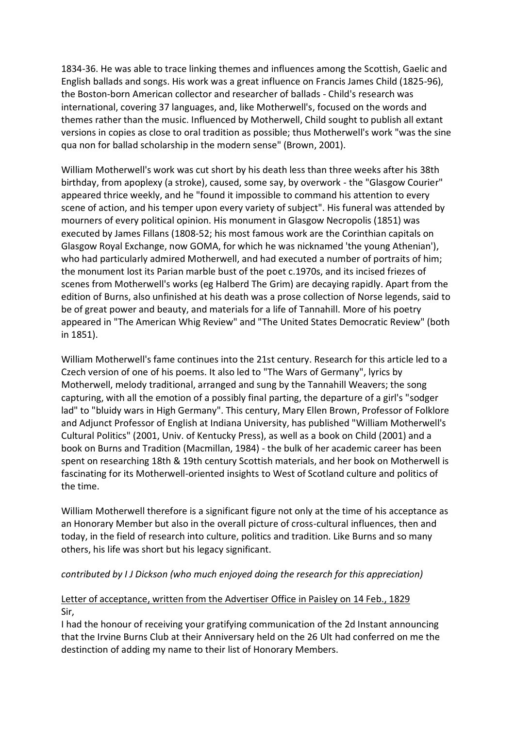1834-36. He was able to trace linking themes and influences among the Scottish, Gaelic and English ballads and songs. His work was a great influence on Francis James Child (1825-96), the Boston-born American collector and researcher of ballads - Child's research was international, covering 37 languages, and, like Motherwell's, focused on the words and themes rather than the music. Influenced by Motherwell, Child sought to publish all extant versions in copies as close to oral tradition as possible; thus Motherwell's work "was the sine qua non for ballad scholarship in the modern sense" (Brown, 2001).

William Motherwell's work was cut short by his death less than three weeks after his 38th birthday, from apoplexy (a stroke), caused, some say, by overwork - the "Glasgow Courier" appeared thrice weekly, and he "found it impossible to command his attention to every scene of action, and his temper upon every variety of subject". His funeral was attended by mourners of every political opinion. His monument in Glasgow Necropolis (1851) was executed by James Fillans (1808-52; his most famous work are the Corinthian capitals on Glasgow Royal Exchange, now GOMA, for which he was nicknamed 'the young Athenian'), who had particularly admired Motherwell, and had executed a number of portraits of him; the monument lost its Parian marble bust of the poet c.1970s, and its incised friezes of scenes from Motherwell's works (eg Halberd The Grim) are decaying rapidly. Apart from the edition of Burns, also unfinished at his death was a prose collection of Norse legends, said to be of great power and beauty, and materials for a life of Tannahill. More of his poetry appeared in "The American Whig Review" and "The United States Democratic Review" (both in 1851).

William Motherwell's fame continues into the 21st century. Research for this article led to a Czech version of one of his poems. It also led to "The Wars of Germany", lyrics by Motherwell, melody traditional, arranged and sung by the Tannahill Weavers; the song capturing, with all the emotion of a possibly final parting, the departure of a girl's "sodger lad" to "bluidy wars in High Germany". This century, Mary Ellen Brown, Professor of Folklore and Adjunct Professor of English at Indiana University, has published "William Motherwell's Cultural Politics" (2001, Univ. of Kentucky Press), as well as a book on Child (2001) and a book on Burns and Tradition (Macmillan, 1984) - the bulk of her academic career has been spent on researching 18th & 19th century Scottish materials, and her book on Motherwell is fascinating for its Motherwell-oriented insights to West of Scotland culture and politics of the time.

William Motherwell therefore is a significant figure not only at the time of his acceptance as an Honorary Member but also in the overall picture of cross-cultural influences, then and today, in the field of research into culture, politics and tradition. Like Burns and so many others, his life was short but his legacy significant.

*contributed by I J Dickson (who much enjoyed doing the research for this appreciation)*

<u>Letter of acceptance, written from the Advertiser Office in Paisley on 14 Feb., 1829</u>

Sir,

I had the honour of receiving your gratifying communication of the 2d Instant announcing that the Irvine Burns Club at their Anniversary held on the 26 Ult had conferred on me the destinction of adding my name to their list of Honorary Members.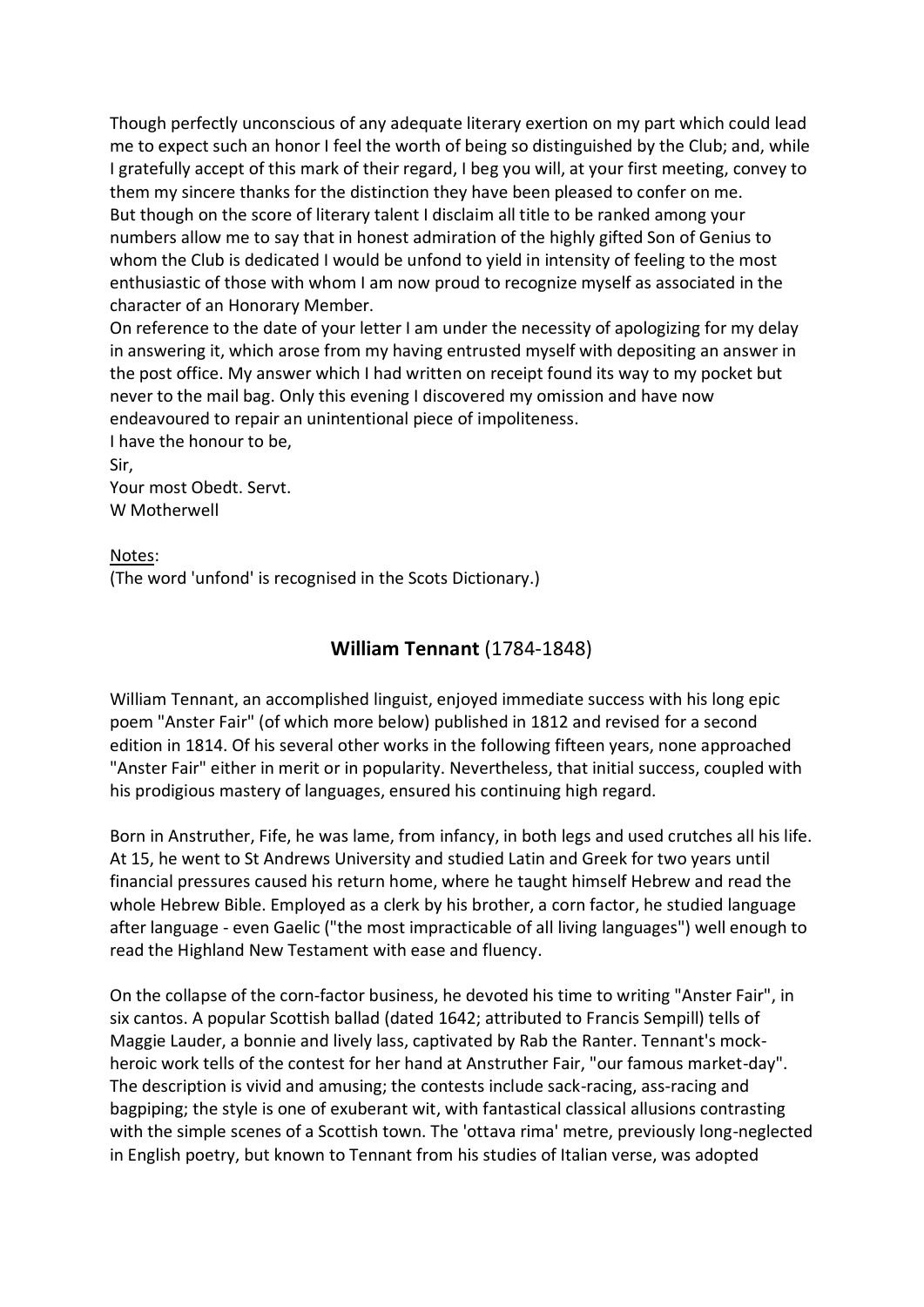Though perfectly unconscious of any adequate literary exertion on my part which could lead me to expect such an honor I feel the worth of being so distinguished by the Club; and, while I gratefully accept of this mark of their regard, I beg you will, at your first meeting, convey to them my sincere thanks for the distinction they have been pleased to confer on me.
But though on the score of literary talent I disclaim all title to be ranked among your numbers allow me to say that in honest admiration of the highly gifted Son of Genius to whom the Club is dedicated I would be unfond to yield in intensity of feeling to the most enthusiastic of those with whom I am now proud to recognize myself as associated in the character of an Honorary Member.
On reference to the date of your letter I am under the necessity of apologizing for my delay in answering it, which arose from my having entrusted myself with depositing an answer in the post office. My answer which I had written on receipt found its way to my pocket but never to the mail bag. Only this evening I discovered my omission and have now endeavoured to repair an unintentional piece of impoliteness.
I have the honour to be,
Sir,
Your most Obedt. Servt.
W Motherwell

Notes:
(The word 'unfond' is recognised in the Scots Dictionary.)

## **William Tennant** (1784-1848)

William Tennant, an accomplished linguist, enjoyed immediate success with his long epic poem "Anster Fair" (of which more below) published in 1812 and revised for a second edition in 1814. Of his several other works in the following fifteen years, none approached "Anster Fair" either in merit or in popularity. Nevertheless, that initial success, coupled with his prodigious mastery of languages, ensured his continuing high regard.

Born in Anstruther, Fife, he was lame, from infancy, in both legs and used crutches all his life. At 15, he went to St Andrews University and studied Latin and Greek for two years until financial pressures caused his return home, where he taught himself Hebrew and read the whole Hebrew Bible. Employed as a clerk by his brother, a corn factor, he studied language after language - even Gaelic ("the most impracticable of all living languages") well enough to read the Highland New Testament with ease and fluency.

On the collapse of the corn-factor business, he devoted his time to writing "Anster Fair", in six cantos. A popular Scottish ballad (dated 1642; attributed to Francis Sempill) tells of Maggie Lauder, a bonnie and lively lass, captivated by Rab the Ranter. Tennant's mock-heroic work tells of the contest for her hand at Anstruther Fair, "our famous market-day". The description is vivid and amusing; the contests include sack-racing, ass-racing and bagpiping; the style is one of exuberant wit, with fantastical classical allusions contrasting with the simple scenes of a Scottish town. The 'ottava rima' metre, previously long-neglected in English poetry, but known to Tennant from his studies of Italian verse, was adopted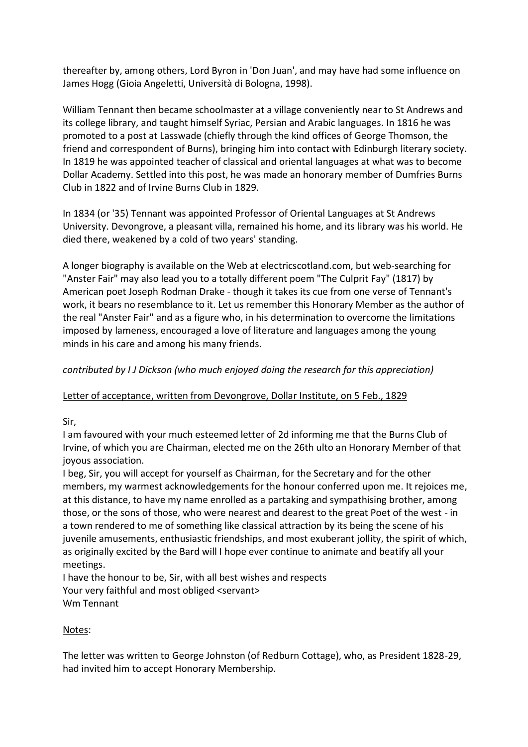thereafter by, among others, Lord Byron in 'Don Juan', and may have had some influence on James Hogg (Gioia Angeletti, Università di Bologna, 1998).

William Tennant then became schoolmaster at a village conveniently near to St Andrews and its college library, and taught himself Syriac, Persian and Arabic languages. In 1816 he was promoted to a post at Lasswade (chiefly through the kind offices of George Thomson, the friend and correspondent of Burns), bringing him into contact with Edinburgh literary society. In 1819 he was appointed teacher of classical and oriental languages at what was to become Dollar Academy. Settled into this post, he was made an honorary member of Dumfries Burns Club in 1822 and of Irvine Burns Club in 1829.

In 1834 (or '35) Tennant was appointed Professor of Oriental Languages at St Andrews University. Devongrove, a pleasant villa, remained his home, and its library was his world. He died there, weakened by a cold of two years' standing.

A longer biography is available on the Web at electricscotland.com, but web-searching for "Anster Fair" may also lead you to a totally different poem "The Culprit Fay" (1817) by American poet Joseph Rodman Drake - though it takes its cue from one verse of Tennant's work, it bears no resemblance to it. Let us remember this Honorary Member as the author of the real "Anster Fair" and as a figure who, in his determination to overcome the limitations imposed by lameness, encouraged a love of literature and languages among the young minds in his care and among his many friends.

*contributed by I J Dickson (who much enjoyed doing the research for this appreciation)*

<u>Letter of acceptance, written from Devongrove, Dollar Institute, on 5 Feb., 1829</u>

Sir,
I am favoured with your much esteemed letter of 2d informing me that the Burns Club of Irvine, of which you are Chairman, elected me on the 26th ulto an Honorary Member of that joyous association.
I beg, Sir, you will accept for yourself as Chairman, for the Secretary and for the other members, my warmest acknowledgements for the honour conferred upon me. It rejoices me, at this distance, to have my name enrolled as a partaking and sympathising brother, among those, or the sons of those, who were nearest and dearest to the great Poet of the west - in a town rendered to me of something like classical attraction by its being the scene of his juvenile amusements, enthusiastic friendships, and most exuberant jollity, the spirit of which, as originally excited by the Bard will I hope ever continue to animate and beatify all your meetings.
I have the honour to be, Sir, with all best wishes and respects
Your very faithful and most obliged <servant>
Wm Tennant

<u>Notes</u>:

The letter was written to George Johnston (of Redburn Cottage), who, as President 1828-29, had invited him to accept Honorary Membership.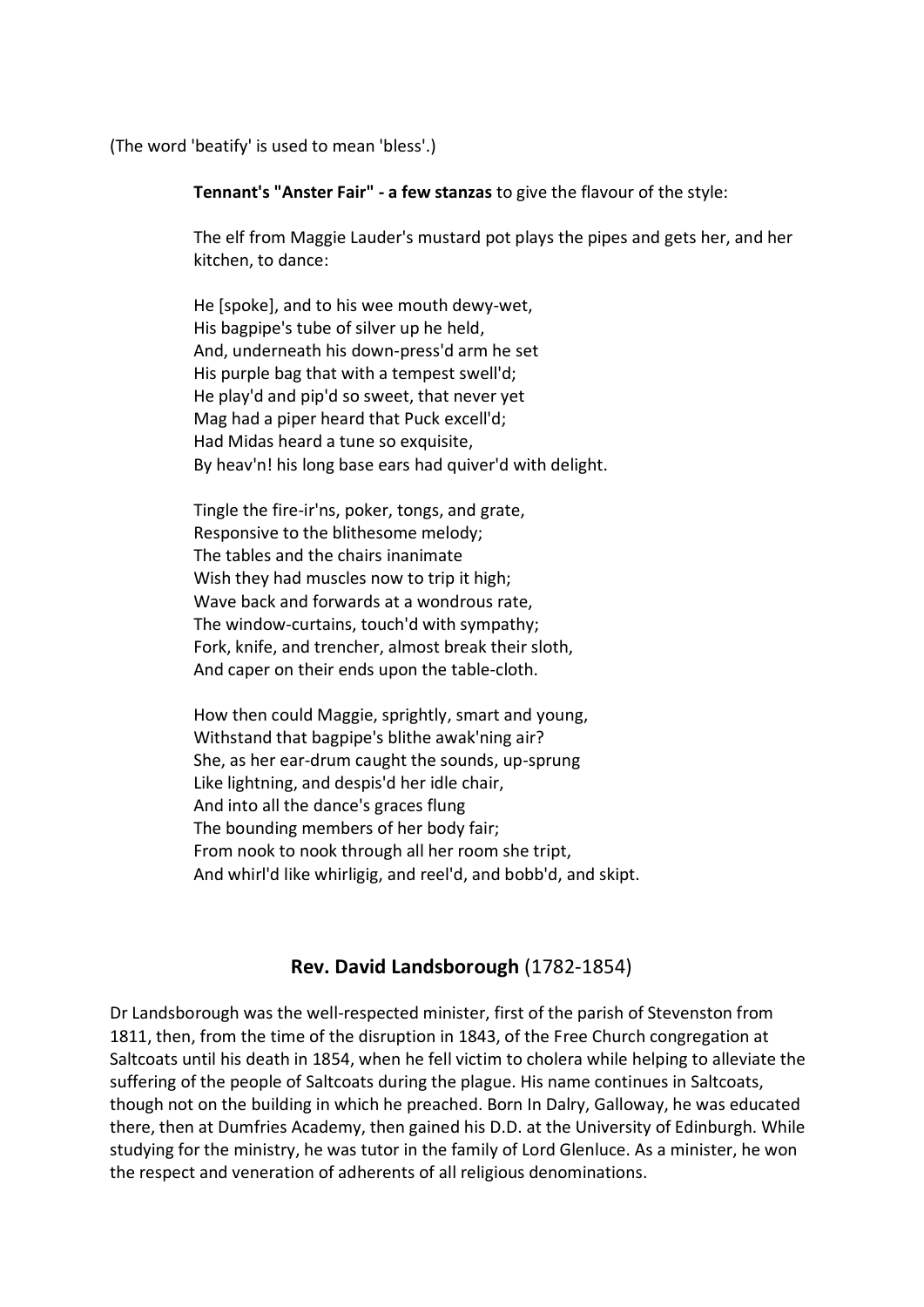(The word 'beatify' is used to mean 'bless'.)

**Tennant's "Anster Fair" - a few stanzas** to give the flavour of the style:

The elf from Maggie Lauder's mustard pot plays the pipes and gets her, and her kitchen, to dance:

He [spoke], and to his wee mouth dewy-wet,
His bagpipe's tube of silver up he held,
And, underneath his down-press'd arm he set
His purple bag that with a tempest swell'd;
He play'd and pip'd so sweet, that never yet
Mag had a piper heard that Puck excell'd;
Had Midas heard a tune so exquisite,
By heav'n! his long base ears had quiver'd with delight.

Tingle the fire-ir'ns, poker, tongs, and grate,
Responsive to the blithesome melody;
The tables and the chairs inanimate
Wish they had muscles now to trip it high;
Wave back and forwards at a wondrous rate,
The window-curtains, touch'd with sympathy;
Fork, knife, and trencher, almost break their sloth,
And caper on their ends upon the table-cloth.

How then could Maggie, sprightly, smart and young,
Withstand that bagpipe's blithe awak'ning air?
She, as her ear-drum caught the sounds, up-sprung
Like lightning, and despis'd her idle chair,
And into all the dance's graces flung
The bounding members of her body fair;
From nook to nook through all her room she tript,
And whirl'd like whirligig, and reel'd, and bobb'd, and skipt.

## **Rev. David Landsborough** (1782-1854)

Dr Landsborough was the well-respected minister, first of the parish of Stevenston from 1811, then, from the time of the disruption in 1843, of the Free Church congregation at Saltcoats until his death in 1854, when he fell victim to cholera while helping to alleviate the suffering of the people of Saltcoats during the plague. His name continues in Saltcoats, though not on the building in which he preached. Born In Dalry, Galloway, he was educated there, then at Dumfries Academy, then gained his D.D. at the University of Edinburgh. While studying for the ministry, he was tutor in the family of Lord Glenluce. As a minister, he won the respect and veneration of adherents of all religious denominations.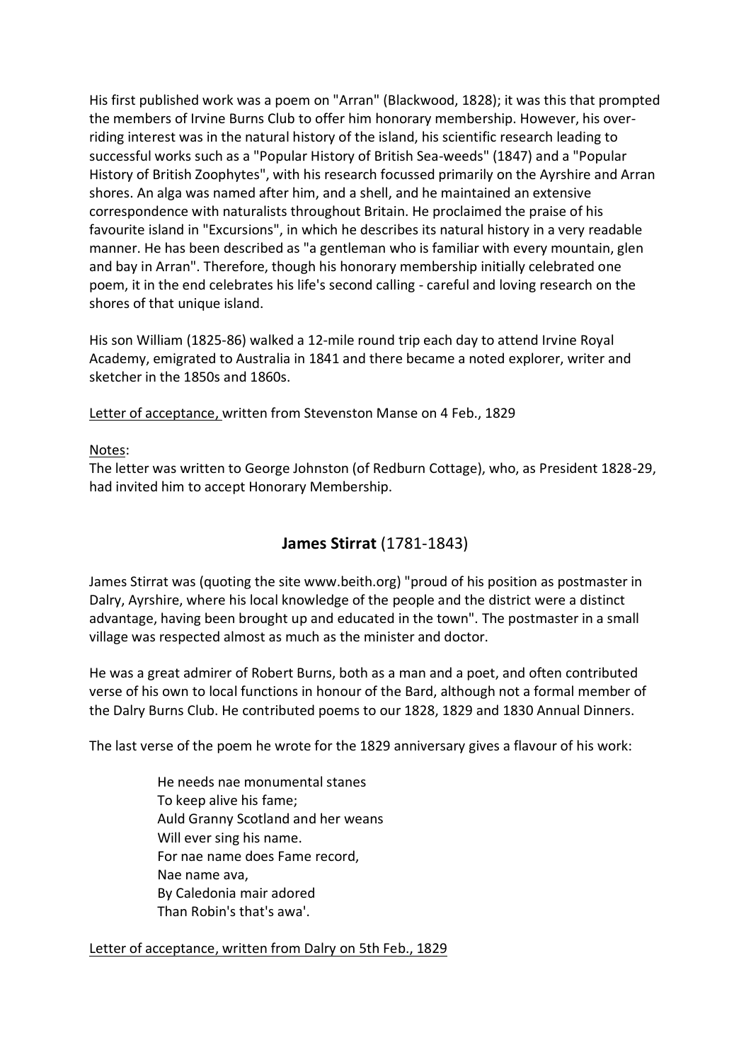His first published work was a poem on "Arran" (Blackwood, 1828); it was this that prompted the members of Irvine Burns Club to offer him honorary membership. However, his over-riding interest was in the natural history of the island, his scientific research leading to successful works such as a "Popular History of British Sea-weeds" (1847) and a "Popular History of British Zoophytes", with his research focussed primarily on the Ayrshire and Arran shores. An alga was named after him, and a shell, and he maintained an extensive correspondence with naturalists throughout Britain. He proclaimed the praise of his favourite island in "Excursions", in which he describes its natural history in a very readable manner. He has been described as "a gentleman who is familiar with every mountain, glen and bay in Arran". Therefore, though his honorary membership initially celebrated one poem, it in the end celebrates his life's second calling - careful and loving research on the shores of that unique island.

His son William (1825-86) walked a 12-mile round trip each day to attend Irvine Royal Academy, emigrated to Australia in 1841 and there became a noted explorer, writer and sketcher in the 1850s and 1860s.

Letter of acceptance, written from Stevenston Manse on 4 Feb., 1829

Notes:
The letter was written to George Johnston (of Redburn Cottage), who, as President 1828-29, had invited him to accept Honorary Membership.

## **James Stirrat** (1781-1843)

James Stirrat was (quoting the site www.beith.org) "proud of his position as postmaster in Dalry, Ayrshire, where his local knowledge of the people and the district were a distinct advantage, having been brought up and educated in the town". The postmaster in a small village was respected almost as much as the minister and doctor.

He was a great admirer of Robert Burns, both as a man and a poet, and often contributed verse of his own to local functions in honour of the Bard, although not a formal member of the Dalry Burns Club. He contributed poems to our 1828, 1829 and 1830 Annual Dinners.

The last verse of the poem he wrote for the 1829 anniversary gives a flavour of his work:

> He needs nae monumental stanes
> To keep alive his fame;
> Auld Granny Scotland and her weans
> Will ever sing his name.
> For nae name does Fame record,
> Nae name ava,
> By Caledonia mair adored
> Than Robin's that's awa'.

Letter of acceptance, written from Dalry on 5th Feb., 1829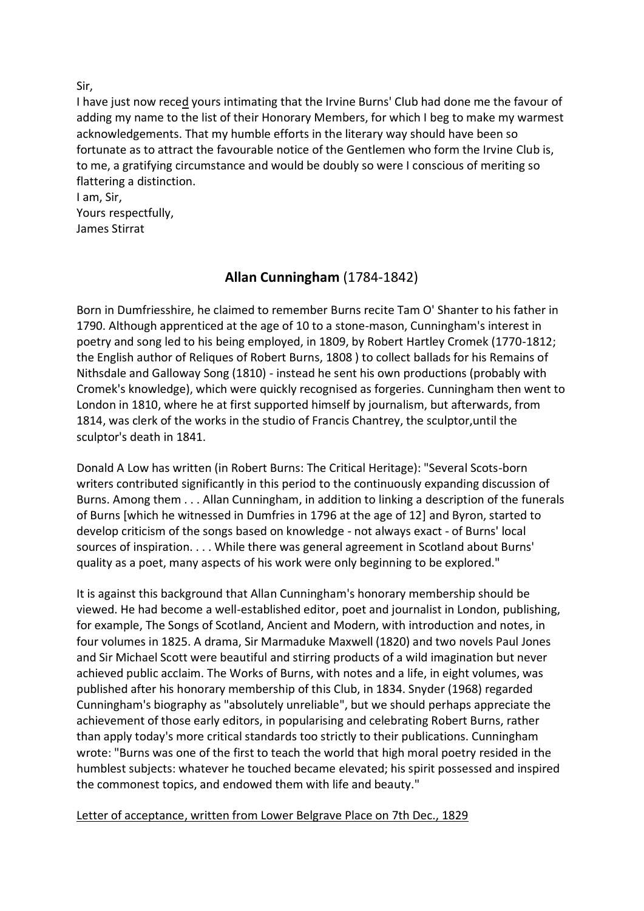Sir,
I have just now reced yours intimating that the Irvine Burns' Club had done me the favour of adding my name to the list of their Honorary Members, for which I beg to make my warmest acknowledgements. That my humble efforts in the literary way should have been so fortunate as to attract the favourable notice of the Gentlemen who form the Irvine Club is, to me, a gratifying circumstance and would be doubly so were I conscious of meriting so flattering a distinction.
I am, Sir,
Yours respectfully,
James Stirrat

## **Allan Cunningham** (1784-1842)

Born in Dumfriesshire, he claimed to remember Burns recite Tam O' Shanter to his father in 1790. Although apprenticed at the age of 10 to a stone-mason, Cunningham's interest in poetry and song led to his being employed, in 1809, by Robert Hartley Cromek (1770-1812; the English author of Reliques of Robert Burns, 1808 ) to collect ballads for his Remains of Nithsdale and Galloway Song (1810) - instead he sent his own productions (probably with Cromek's knowledge), which were quickly recognised as forgeries. Cunningham then went to London in 1810, where he at first supported himself by journalism, but afterwards, from 1814, was clerk of the works in the studio of Francis Chantrey, the sculptor,until the sculptor's death in 1841.

Donald A Low has written (in Robert Burns: The Critical Heritage): "Several Scots-born writers contributed significantly in this period to the continuously expanding discussion of Burns. Among them . . . Allan Cunningham, in addition to linking a description of the funerals of Burns [which he witnessed in Dumfries in 1796 at the age of 12] and Byron, started to develop criticism of the songs based on knowledge - not always exact - of Burns' local sources of inspiration. . . . While there was general agreement in Scotland about Burns' quality as a poet, many aspects of his work were only beginning to be explored."

It is against this background that Allan Cunningham's honorary membership should be viewed. He had become a well-established editor, poet and journalist in London, publishing, for example, The Songs of Scotland, Ancient and Modern, with introduction and notes, in four volumes in 1825. A drama, Sir Marmaduke Maxwell (1820) and two novels Paul Jones and Sir Michael Scott were beautiful and stirring products of a wild imagination but never achieved public acclaim. The Works of Burns, with notes and a life, in eight volumes, was published after his honorary membership of this Club, in 1834. Snyder (1968) regarded Cunningham's biography as "absolutely unreliable", but we should perhaps appreciate the achievement of those early editors, in popularising and celebrating Robert Burns, rather than apply today's more critical standards too strictly to their publications. Cunningham wrote: "Burns was one of the first to teach the world that high moral poetry resided in the humblest subjects: whatever he touched became elevated; his spirit possessed and inspired the commonest topics, and endowed them with life and beauty."

Letter of acceptance, written from Lower Belgrave Place on 7th Dec., 1829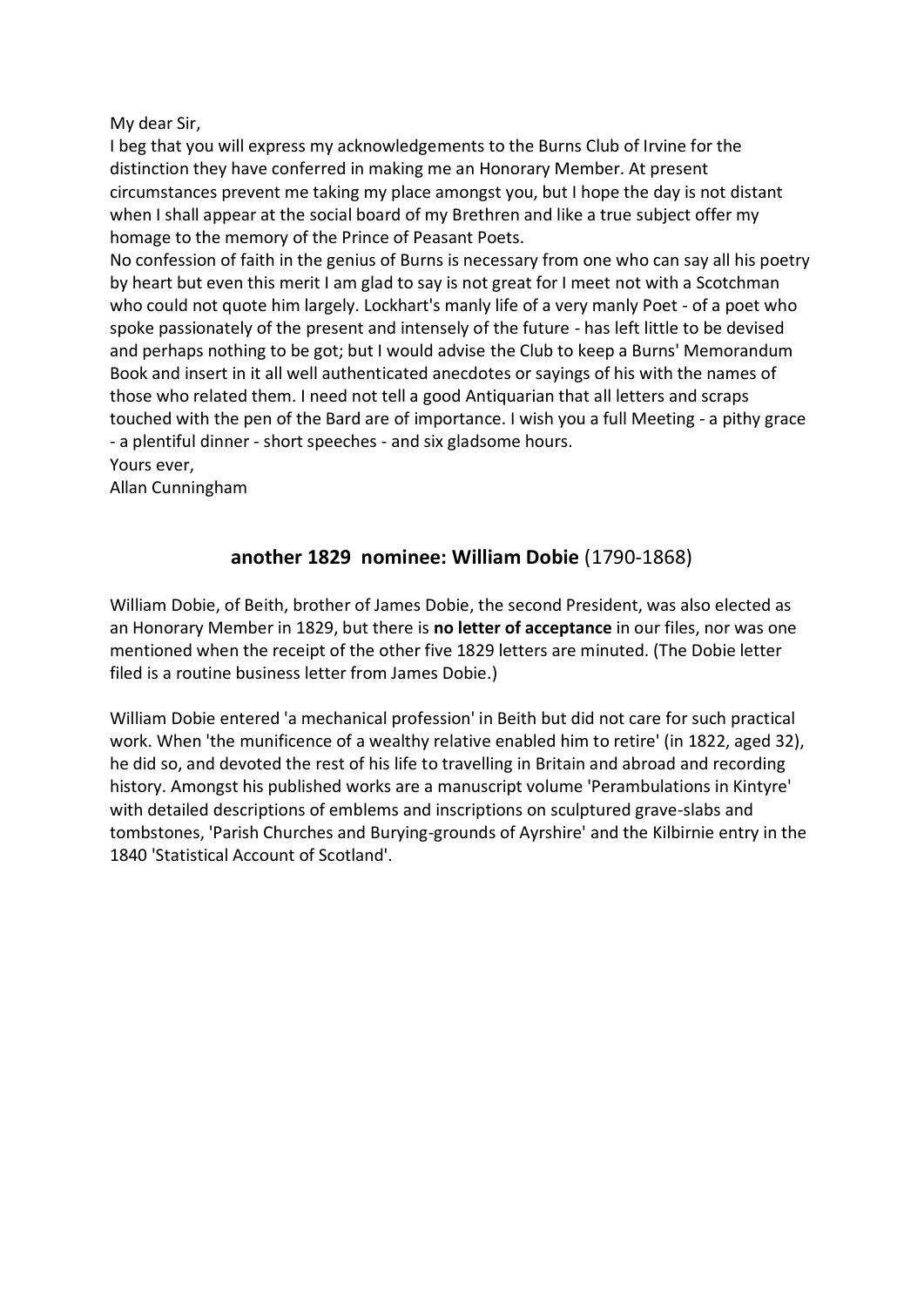My dear Sir,

I beg that you will express my acknowledgements to the Burns Club of Irvine for the distinction they have conferred in making me an Honorary Member. At present circumstances prevent me taking my place amongst you, but I hope the day is not distant when I shall appear at the social board of my Brethren and like a true subject offer my homage to the memory of the Prince of Peasant Poets.

No confession of faith in the genius of Burns is necessary from one who can say all his poetry by heart but even this merit I am glad to say is not great for I meet not with a Scotchman who could not quote him largely. Lockhart's manly life of a very manly Poet - of a poet who spoke passionately of the present and intensely of the future - has left little to be devised and perhaps nothing to be got; but I would advise the Club to keep a Burns' Memorandum Book and insert in it all well authenticated anecdotes or sayings of his with the names of those who related them. I need not tell a good Antiquarian that all letters and scraps touched with the pen of the Bard are of importance. I wish you a full Meeting - a pithy grace - a plentiful dinner - short speeches - and six gladsome hours.

Yours ever,
Allan Cunningham

## another 1829 nominee: William Dobie (1790-1868)

William Dobie, of Beith, brother of James Dobie, the second President, was also elected as an Honorary Member in 1829, but there is **no letter of acceptance** in our files, nor was one mentioned when the receipt of the other five 1829 letters are minuted. (The Dobie letter filed is a routine business letter from James Dobie.)

William Dobie entered 'a mechanical profession' in Beith but did not care for such practical work. When 'the munificence of a wealthy relative enabled him to retire' (in 1822, aged 32), he did so, and devoted the rest of his life to travelling in Britain and abroad and recording history. Amongst his published works are a manuscript volume 'Perambulations in Kintyre' with detailed descriptions of emblems and inscriptions on sculptured grave-slabs and tombstones, 'Parish Churches and Burying-grounds of Ayrshire' and the Kilbirnie entry in the 1840 'Statistical Account of Scotland'.